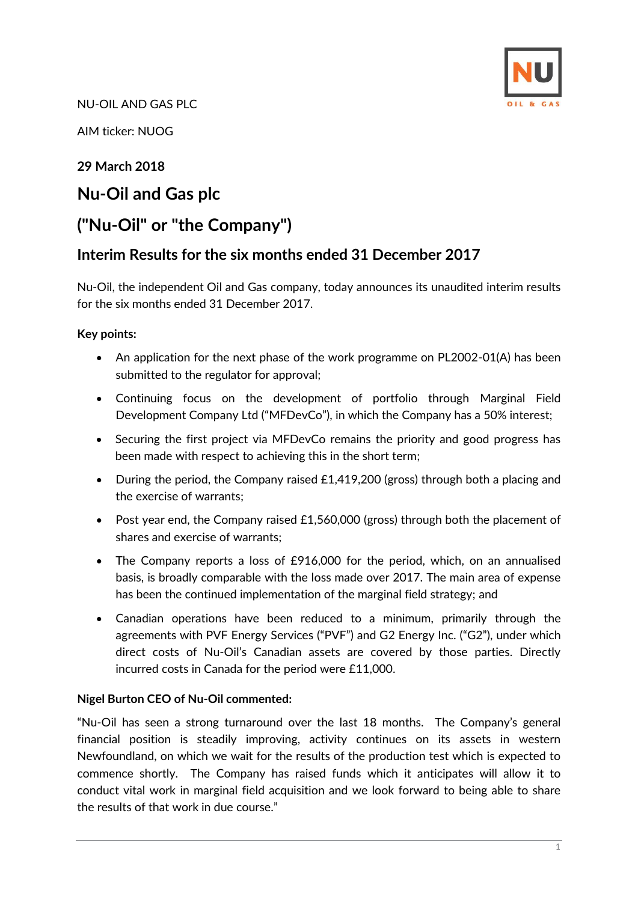NU-OIL AND GAS PLC

AIM ticker: NUOG

**29 March 2018**

# Nu-Oil and Gas plc

# ("Nu-Oil" or "the Company")

## Interim Results for the six months ended 31 December 2017

Nu-Oil, the independent Oil and Gas company, today announces its unaudited interim results for the six months ended 31 December 2017.

**Key points:**

- An application for the next phase of the work programme on PL2002-01(A) has been submitted to the regulator for approval;
- Continuing focus on the development of portfolio through Marginal Field Development Company Ltd ("MFDevCo"), in which the Company has a 50% interest;
- Securing the first project via MFDevCo remains the priority and good progress has been made with respect to achieving this in the short term;
- During the period, the Company raised £1,419,200 (gross) through both a placing and the exercise of warrants;
- Post year end, the Company raised £1,560,000 (gross) through both the placement of shares and exercise of warrants;
- The Company reports a loss of £916,000 for the period, which, on an annualised basis, is broadly comparable with the loss made over 2017. The main area of expense has been the continued implementation of the marginal field strategy; and
- Canadian operations have been reduced to a minimum, primarily through the agreements with PVF Energy Services ("PVF") and G2 Energy Inc. ("G2"), under which direct costs of Nu-Oil's Canadian assets are covered by those parties. Directly incurred costs in Canada for the period were £11,000.

**Nigel Burton CEO of Nu-Oil commented:**

"Nu-Oil has seen a strong turnaround over the last 18 months. The Company's general financial position is steadily improving, activity continues on its assets in western Newfoundland, on which we wait for the results of the production test which is expected to commence shortly. The Company has raised funds which it anticipates will allow it to conduct vital work in marginal field acquisition and we look forward to being able to share the results of that work in due course."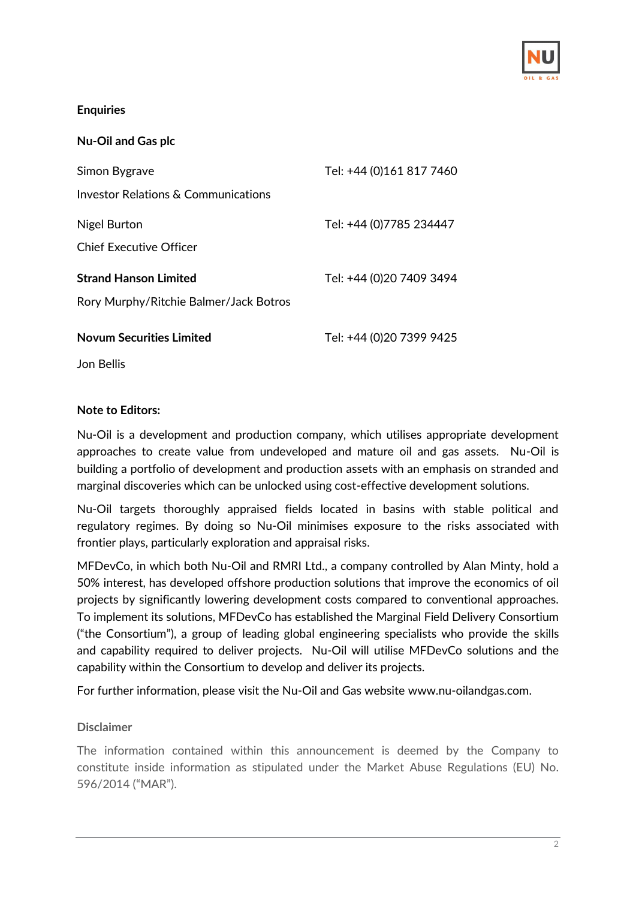**Enquiries**

**Nu-Oil and Gas plc**

| | |
|---|---|
| Simon Bygrave | Tel: +44 (0)161 817 7460 |
| Investor Relations & Communications | |
| Nigel Burton | Tel: +44 (0)7785 234447 |
| Chief Executive Officer | |
| **Strand Hanson Limited** | Tel: +44 (0)20 7409 3494 |
| Rory Murphy/Ritchie Balmer/Jack Botros | |
| **Novum Securities Limited** | Tel: +44 (0)20 7399 9425 |
| Jon Bellis | |

**Note to Editors:**

Nu-Oil is a development and production company, which utilises appropriate development approaches to create value from undeveloped and mature oil and gas assets. Nu-Oil is building a portfolio of development and production assets with an emphasis on stranded and marginal discoveries which can be unlocked using cost-effective development solutions.

Nu-Oil targets thoroughly appraised fields located in basins with stable political and regulatory regimes. By doing so Nu-Oil minimises exposure to the risks associated with frontier plays, particularly exploration and appraisal risks.

MFDevCo, in which both Nu-Oil and RMRI Ltd., a company controlled by Alan Minty, hold a 50% interest, has developed offshore production solutions that improve the economics of oil projects by significantly lowering development costs compared to conventional approaches. To implement its solutions, MFDevCo has established the Marginal Field Delivery Consortium ("the Consortium"), a group of leading global engineering specialists who provide the skills and capability required to deliver projects. Nu-Oil will utilise MFDevCo solutions and the capability within the Consortium to develop and deliver its projects.

For further information, please visit the Nu-Oil and Gas website www.nu-oilandgas.com.

**Disclaimer**

The information contained within this announcement is deemed by the Company to constitute inside information as stipulated under the Market Abuse Regulations (EU) No. 596/2014 ("MAR").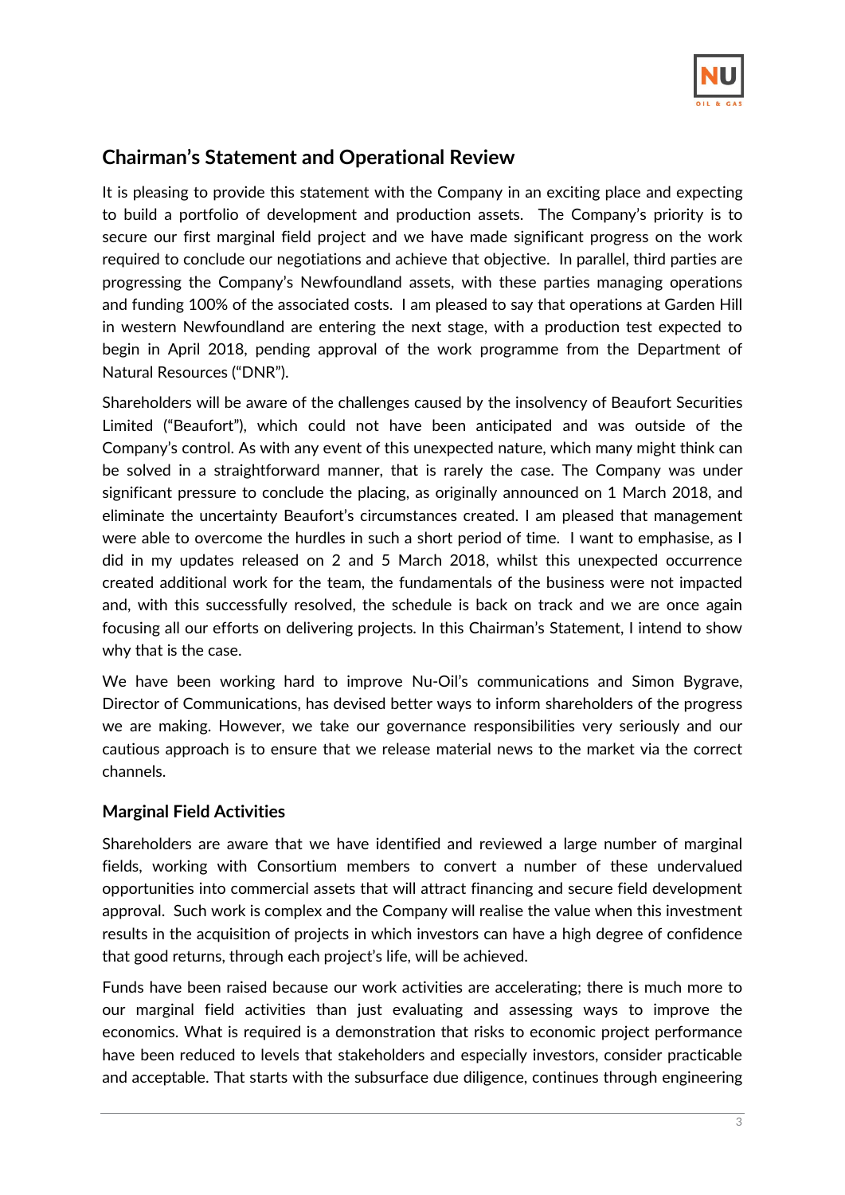## Chairman's Statement and Operational Review

It is pleasing to provide this statement with the Company in an exciting place and expecting to build a portfolio of development and production assets. The Company's priority is to secure our first marginal field project and we have made significant progress on the work required to conclude our negotiations and achieve that objective. In parallel, third parties are progressing the Company's Newfoundland assets, with these parties managing operations and funding 100% of the associated costs. I am pleased to say that operations at Garden Hill in western Newfoundland are entering the next stage, with a production test expected to begin in April 2018, pending approval of the work programme from the Department of Natural Resources ("DNR").

Shareholders will be aware of the challenges caused by the insolvency of Beaufort Securities Limited ("Beaufort"), which could not have been anticipated and was outside of the Company's control. As with any event of this unexpected nature, which many might think can be solved in a straightforward manner, that is rarely the case. The Company was under significant pressure to conclude the placing, as originally announced on 1 March 2018, and eliminate the uncertainty Beaufort's circumstances created. I am pleased that management were able to overcome the hurdles in such a short period of time. I want to emphasise, as I did in my updates released on 2 and 5 March 2018, whilst this unexpected occurrence created additional work for the team, the fundamentals of the business were not impacted and, with this successfully resolved, the schedule is back on track and we are once again focusing all our efforts on delivering projects. In this Chairman's Statement, I intend to show why that is the case.

We have been working hard to improve Nu-Oil's communications and Simon Bygrave, Director of Communications, has devised better ways to inform shareholders of the progress we are making. However, we take our governance responsibilities very seriously and our cautious approach is to ensure that we release material news to the market via the correct channels.

### Marginal Field Activities

Shareholders are aware that we have identified and reviewed a large number of marginal fields, working with Consortium members to convert a number of these undervalued opportunities into commercial assets that will attract financing and secure field development approval. Such work is complex and the Company will realise the value when this investment results in the acquisition of projects in which investors can have a high degree of confidence that good returns, through each project's life, will be achieved.

Funds have been raised because our work activities are accelerating; there is much more to our marginal field activities than just evaluating and assessing ways to improve the economics. What is required is a demonstration that risks to economic project performance have been reduced to levels that stakeholders and especially investors, consider practicable and acceptable. That starts with the subsurface due diligence, continues through engineering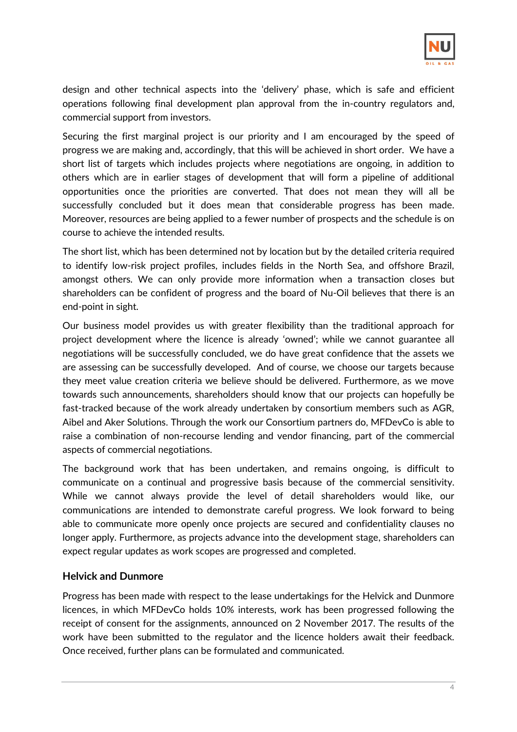design and other technical aspects into the 'delivery' phase, which is safe and efficient operations following final development plan approval from the in-country regulators and, commercial support from investors.

Securing the first marginal project is our priority and I am encouraged by the speed of progress we are making and, accordingly, that this will be achieved in short order. We have a short list of targets which includes projects where negotiations are ongoing, in addition to others which are in earlier stages of development that will form a pipeline of additional opportunities once the priorities are converted. That does not mean they will all be successfully concluded but it does mean that considerable progress has been made. Moreover, resources are being applied to a fewer number of prospects and the schedule is on course to achieve the intended results.

The short list, which has been determined not by location but by the detailed criteria required to identify low-risk project profiles, includes fields in the North Sea, and offshore Brazil, amongst others. We can only provide more information when a transaction closes but shareholders can be confident of progress and the board of Nu-Oil believes that there is an end-point in sight.

Our business model provides us with greater flexibility than the traditional approach for project development where the licence is already 'owned'; while we cannot guarantee all negotiations will be successfully concluded, we do have great confidence that the assets we are assessing can be successfully developed. And of course, we choose our targets because they meet value creation criteria we believe should be delivered. Furthermore, as we move towards such announcements, shareholders should know that our projects can hopefully be fast-tracked because of the work already undertaken by consortium members such as AGR, Aibel and Aker Solutions. Through the work our Consortium partners do, MFDevCo is able to raise a combination of non-recourse lending and vendor financing, part of the commercial aspects of commercial negotiations.

The background work that has been undertaken, and remains ongoing, is difficult to communicate on a continual and progressive basis because of the commercial sensitivity. While we cannot always provide the level of detail shareholders would like, our communications are intended to demonstrate careful progress. We look forward to being able to communicate more openly once projects are secured and confidentiality clauses no longer apply. Furthermore, as projects advance into the development stage, shareholders can expect regular updates as work scopes are progressed and completed.

### Helvick and Dunmore

Progress has been made with respect to the lease undertakings for the Helvick and Dunmore licences, in which MFDevCo holds 10% interests, work has been progressed following the receipt of consent for the assignments, announced on 2 November 2017. The results of the work have been submitted to the regulator and the licence holders await their feedback. Once received, further plans can be formulated and communicated.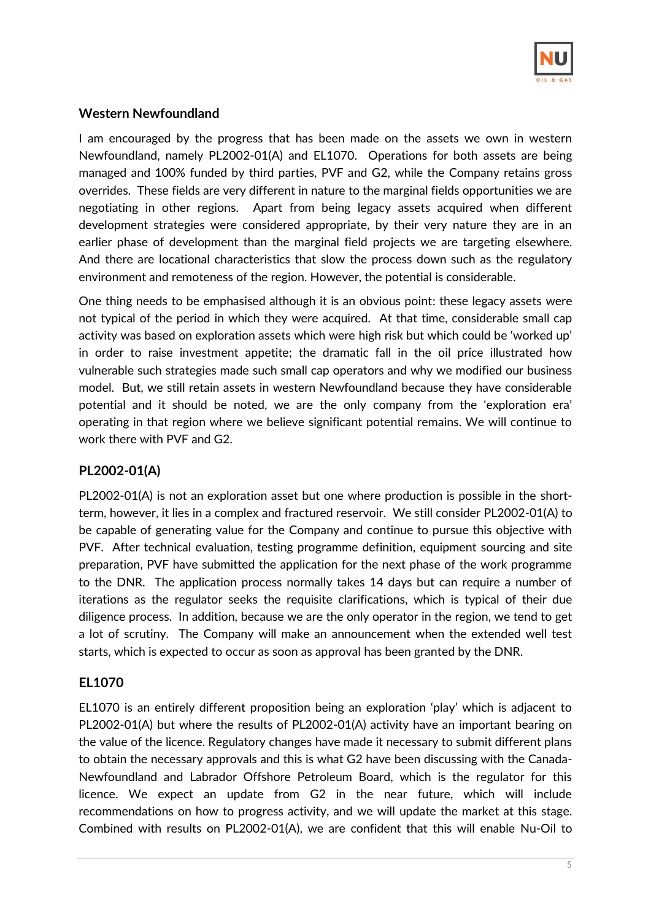## Western Newfoundland

I am encouraged by the progress that has been made on the assets we own in western Newfoundland, namely PL2002-01(A) and EL1070. Operations for both assets are being managed and 100% funded by third parties, PVF and G2, while the Company retains gross overrides. These fields are very different in nature to the marginal fields opportunities we are negotiating in other regions. Apart from being legacy assets acquired when different development strategies were considered appropriate, by their very nature they are in an earlier phase of development than the marginal field projects we are targeting elsewhere. And there are locational characteristics that slow the process down such as the regulatory environment and remoteness of the region. However, the potential is considerable.

One thing needs to be emphasised although it is an obvious point: these legacy assets were not typical of the period in which they were acquired. At that time, considerable small cap activity was based on exploration assets which were high risk but which could be 'worked up' in order to raise investment appetite; the dramatic fall in the oil price illustrated how vulnerable such strategies made such small cap operators and why we modified our business model. But, we still retain assets in western Newfoundland because they have considerable potential and it should be noted, we are the only company from the 'exploration era' operating in that region where we believe significant potential remains. We will continue to work there with PVF and G2.

## PL2002-01(A)

PL2002-01(A) is not an exploration asset but one where production is possible in the short-term, however, it lies in a complex and fractured reservoir. We still consider PL2002-01(A) to be capable of generating value for the Company and continue to pursue this objective with PVF. After technical evaluation, testing programme definition, equipment sourcing and site preparation, PVF have submitted the application for the next phase of the work programme to the DNR. The application process normally takes 14 days but can require a number of iterations as the regulator seeks the requisite clarifications, which is typical of their due diligence process. In addition, because we are the only operator in the region, we tend to get a lot of scrutiny. The Company will make an announcement when the extended well test starts, which is expected to occur as soon as approval has been granted by the DNR.

## EL1070

EL1070 is an entirely different proposition being an exploration 'play' which is adjacent to PL2002-01(A) but where the results of PL2002-01(A) activity have an important bearing on the value of the licence. Regulatory changes have made it necessary to submit different plans to obtain the necessary approvals and this is what G2 have been discussing with the Canada-Newfoundland and Labrador Offshore Petroleum Board, which is the regulator for this licence. We expect an update from G2 in the near future, which will include recommendations on how to progress activity, and we will update the market at this stage. Combined with results on PL2002-01(A), we are confident that this will enable Nu-Oil to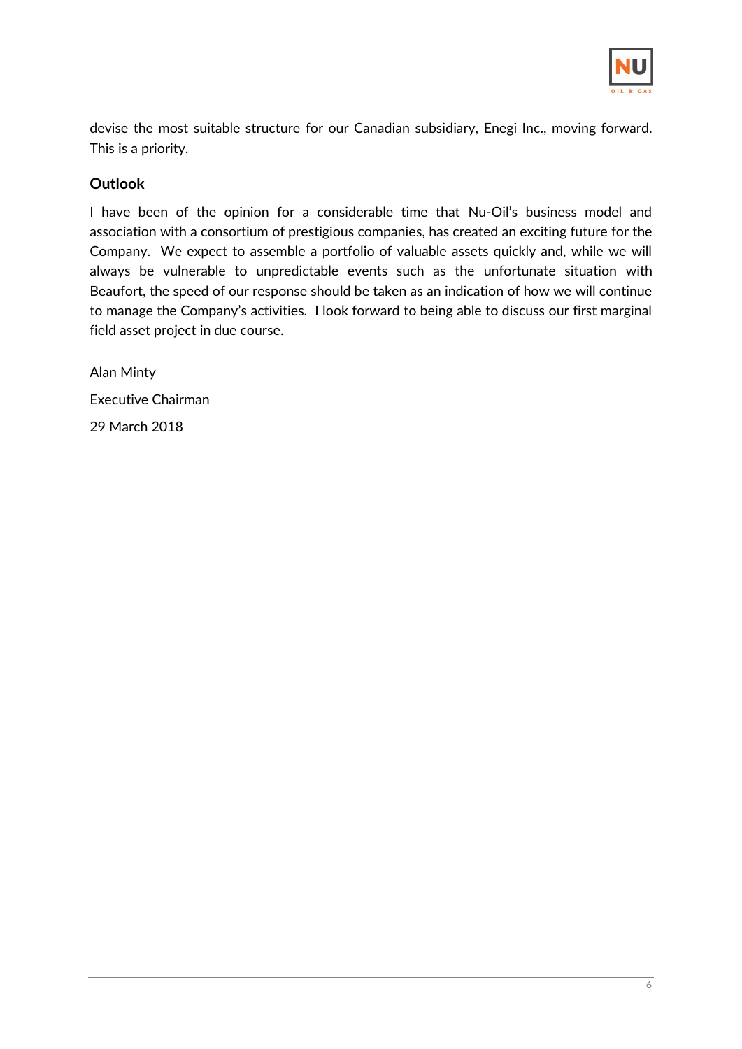devise the most suitable structure for our Canadian subsidiary, Enegi Inc., moving forward. This is a priority.

## Outlook

I have been of the opinion for a considerable time that Nu-Oil's business model and association with a consortium of prestigious companies, has created an exciting future for the Company. We expect to assemble a portfolio of valuable assets quickly and, while we will always be vulnerable to unpredictable events such as the unfortunate situation with Beaufort, the speed of our response should be taken as an indication of how we will continue to manage the Company's activities. I look forward to being able to discuss our first marginal field asset project in due course.

Alan Minty

Executive Chairman

29 March 2018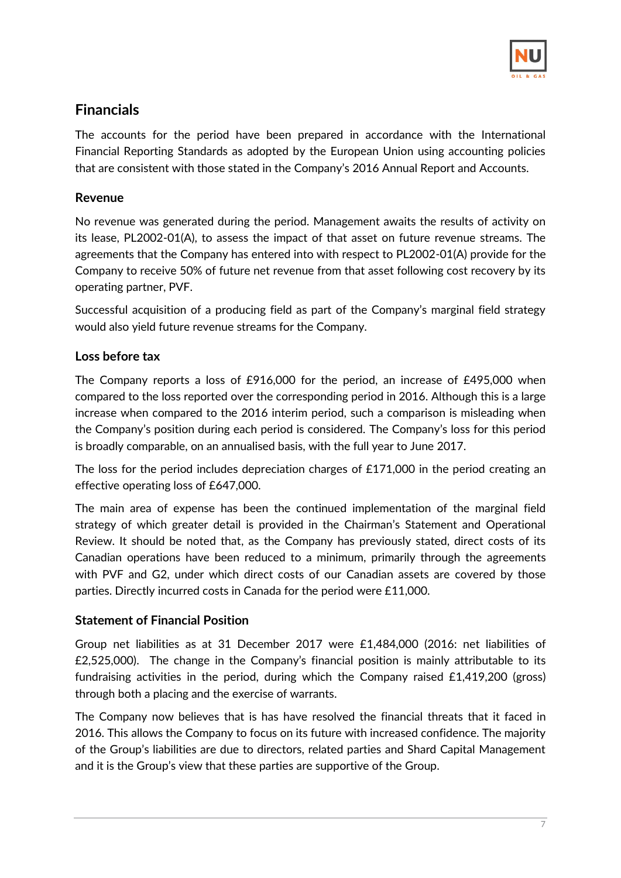## Financials

The accounts for the period have been prepared in accordance with the International Financial Reporting Standards as adopted by the European Union using accounting policies that are consistent with those stated in the Company's 2016 Annual Report and Accounts.

### Revenue

No revenue was generated during the period. Management awaits the results of activity on its lease, PL2002-01(A), to assess the impact of that asset on future revenue streams. The agreements that the Company has entered into with respect to PL2002-01(A) provide for the Company to receive 50% of future net revenue from that asset following cost recovery by its operating partner, PVF.

Successful acquisition of a producing field as part of the Company's marginal field strategy would also yield future revenue streams for the Company.

### Loss before tax

The Company reports a loss of £916,000 for the period, an increase of £495,000 when compared to the loss reported over the corresponding period in 2016. Although this is a large increase when compared to the 2016 interim period, such a comparison is misleading when the Company's position during each period is considered. The Company's loss for this period is broadly comparable, on an annualised basis, with the full year to June 2017.

The loss for the period includes depreciation charges of £171,000 in the period creating an effective operating loss of £647,000.

The main area of expense has been the continued implementation of the marginal field strategy of which greater detail is provided in the Chairman's Statement and Operational Review. It should be noted that, as the Company has previously stated, direct costs of its Canadian operations have been reduced to a minimum, primarily through the agreements with PVF and G2, under which direct costs of our Canadian assets are covered by those parties. Directly incurred costs in Canada for the period were £11,000.

### Statement of Financial Position

Group net liabilities as at 31 December 2017 were £1,484,000 (2016: net liabilities of £2,525,000). The change in the Company's financial position is mainly attributable to its fundraising activities in the period, during which the Company raised £1,419,200 (gross) through both a placing and the exercise of warrants.

The Company now believes that is has have resolved the financial threats that it faced in 2016. This allows the Company to focus on its future with increased confidence. The majority of the Group's liabilities are due to directors, related parties and Shard Capital Management and it is the Group's view that these parties are supportive of the Group.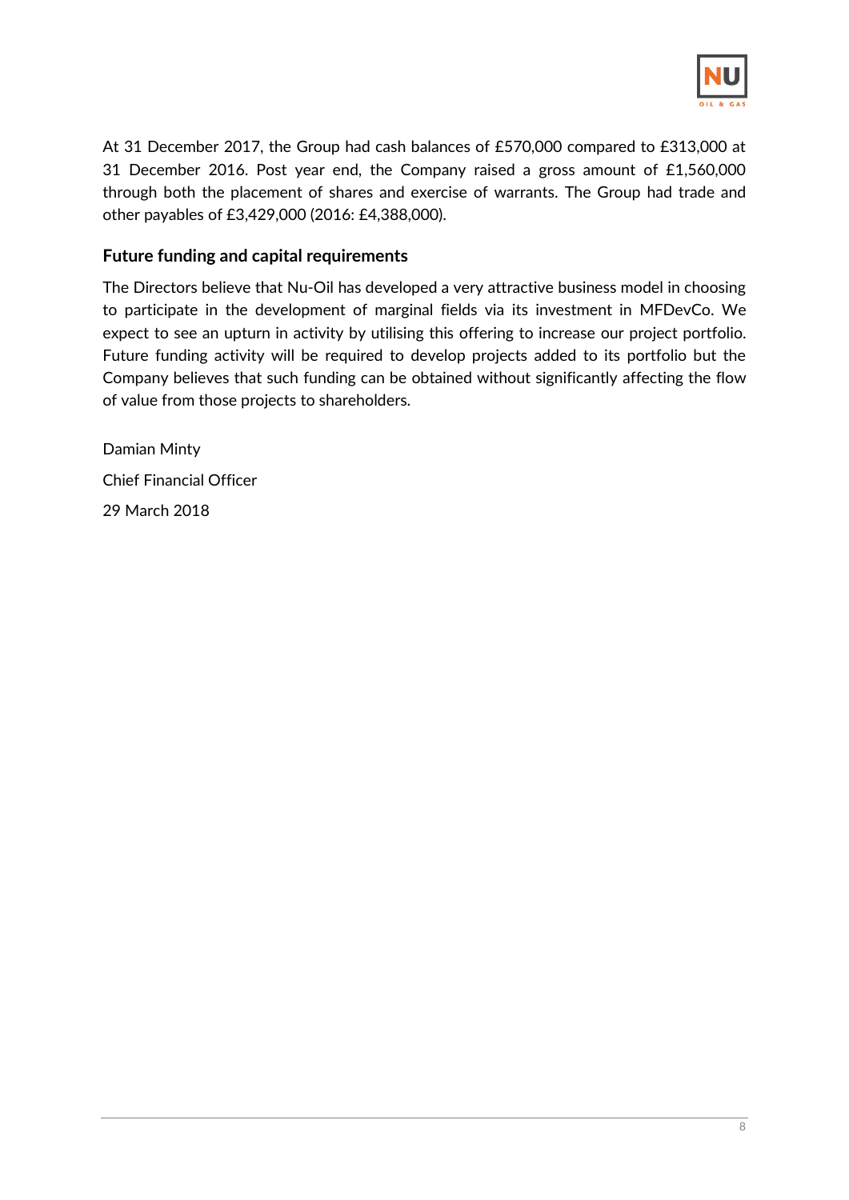At 31 December 2017, the Group had cash balances of £570,000 compared to £313,000 at 31 December 2016. Post year end, the Company raised a gross amount of £1,560,000 through both the placement of shares and exercise of warrants. The Group had trade and other payables of £3,429,000 (2016: £4,388,000).

### Future funding and capital requirements

The Directors believe that Nu-Oil has developed a very attractive business model in choosing to participate in the development of marginal fields via its investment in MFDevCo. We expect to see an upturn in activity by utilising this offering to increase our project portfolio. Future funding activity will be required to develop projects added to its portfolio but the Company believes that such funding can be obtained without significantly affecting the flow of value from those projects to shareholders.

Damian Minty

Chief Financial Officer

29 March 2018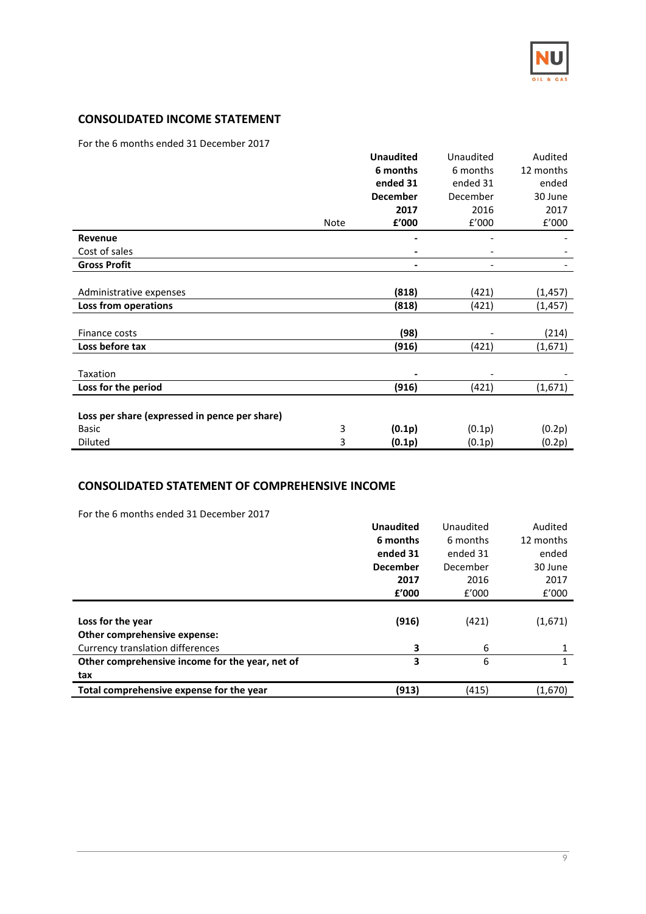## CONSOLIDATED INCOME STATEMENT

For the 6 months ended 31 December 2017

| | Note | **Unaudited 6 months ended 31 December 2017 £'000** | Unaudited 6 months ended 31 December 2016 £'000 | Audited 12 months ended 30 June 2017 £'000 |
|---|---|---|---|---|
| **Revenue** | | **-** | - | - |
| Cost of sales | | **-** | - | - |
| **Gross Profit** | | **-** | - | - |
| | | | | |
| Administrative expenses | | **(818)** | (421) | (1,457) |
| **Loss from operations** | | **(818)** | (421) | (1,457) |
| | | | | |
| Finance costs | | **(98)** | - | (214) |
| **Loss before tax** | | **(916)** | (421) | (1,671) |
| | | | | |
| Taxation | | **-** | - | - |
| **Loss for the period** | | **(916)** | (421) | (1,671) |
| | | | | |
| **Loss per share (expressed in pence per share)** | | | | |
| Basic | 3 | **(0.1p)** | (0.1p) | (0.2p) |
| Diluted | 3 | **(0.1p)** | (0.1p) | (0.2p) |

## CONSOLIDATED STATEMENT OF COMPREHENSIVE INCOME

For the 6 months ended 31 December 2017

| | **Unaudited 6 months ended 31 December 2017 £'000** | Unaudited 6 months ended 31 December 2016 £'000 | Audited 12 months ended 30 June 2017 £'000 |
|---|---|---|---|
| **Loss for the year** | **(916)** | (421) | (1,671) |
| **Other comprehensive expense:** | | | |
| Currency translation differences | **3** | 6 | 1 |
| **Other comprehensive income for the year, net of tax** | **3** | 6 | 1 |
| **Total comprehensive expense for the year** | **(913)** | (415) | (1,670) |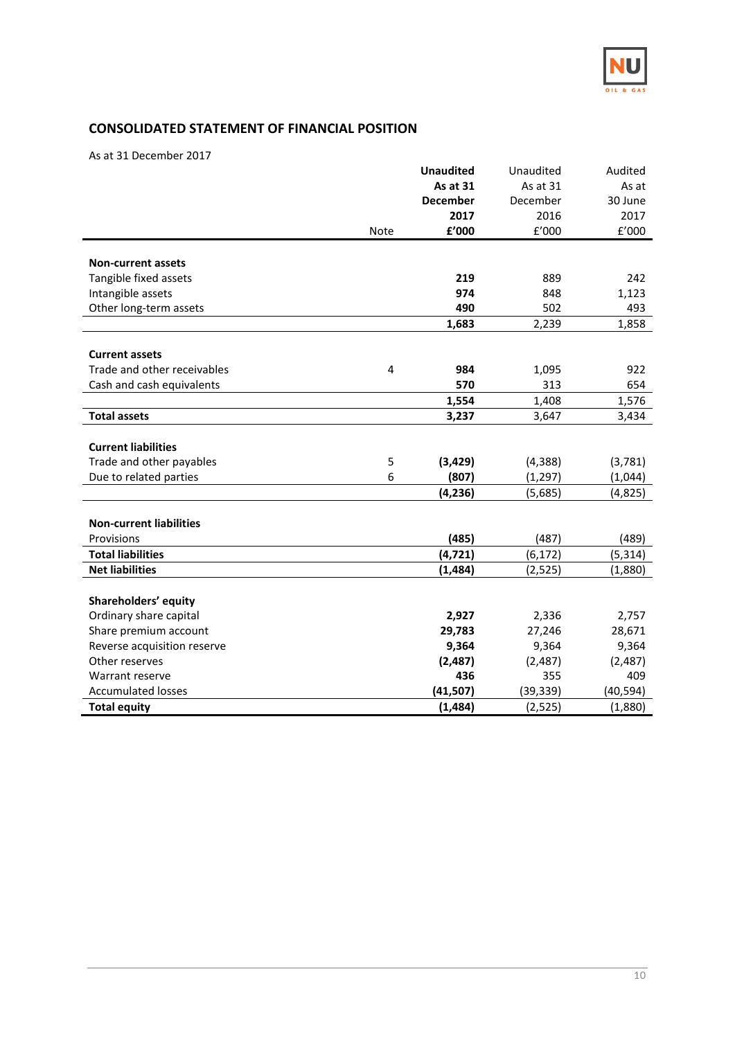## CONSOLIDATED STATEMENT OF FINANCIAL POSITION

As at 31 December 2017

| | Note | **Unaudited As at 31 December 2017 £'000** | Unaudited As at 31 December 2016 £'000 | Audited As at 30 June 2017 £'000 |
|---|---|---|---|---|
| **Non-current assets** | | | | |
| Tangible fixed assets | | **219** | 889 | 242 |
| Intangible assets | | **974** | 848 | 1,123 |
| Other long-term assets | | **490** | 502 | 493 |
| | | **1,683** | 2,239 | 1,858 |
| **Current assets** | | | | |
| Trade and other receivables | 4 | **984** | 1,095 | 922 |
| Cash and cash equivalents | | **570** | 313 | 654 |
| | | **1,554** | 1,408 | 1,576 |
| **Total assets** | | **3,237** | 3,647 | 3,434 |
| **Current liabilities** | | | | |
| Trade and other payables | 5 | **(3,429)** | (4,388) | (3,781) |
| Due to related parties | 6 | **(807)** | (1,297) | (1,044) |
| | | **(4,236)** | (5,685) | (4,825) |
| **Non-current liabilities** | | | | |
| Provisions | | **(485)** | (487) | (489) |
| **Total liabilities** | | **(4,721)** | (6,172) | (5,314) |
| **Net liabilities** | | **(1,484)** | (2,525) | (1,880) |
| **Shareholders' equity** | | | | |
| Ordinary share capital | | **2,927** | 2,336 | 2,757 |
| Share premium account | | **29,783** | 27,246 | 28,671 |
| Reverse acquisition reserve | | **9,364** | 9,364 | 9,364 |
| Other reserves | | **(2,487)** | (2,487) | (2,487) |
| Warrant reserve | | **436** | 355 | 409 |
| Accumulated losses | | **(41,507)** | (39,339) | (40,594) |
| **Total equity** | | **(1,484)** | (2,525) | (1,880) |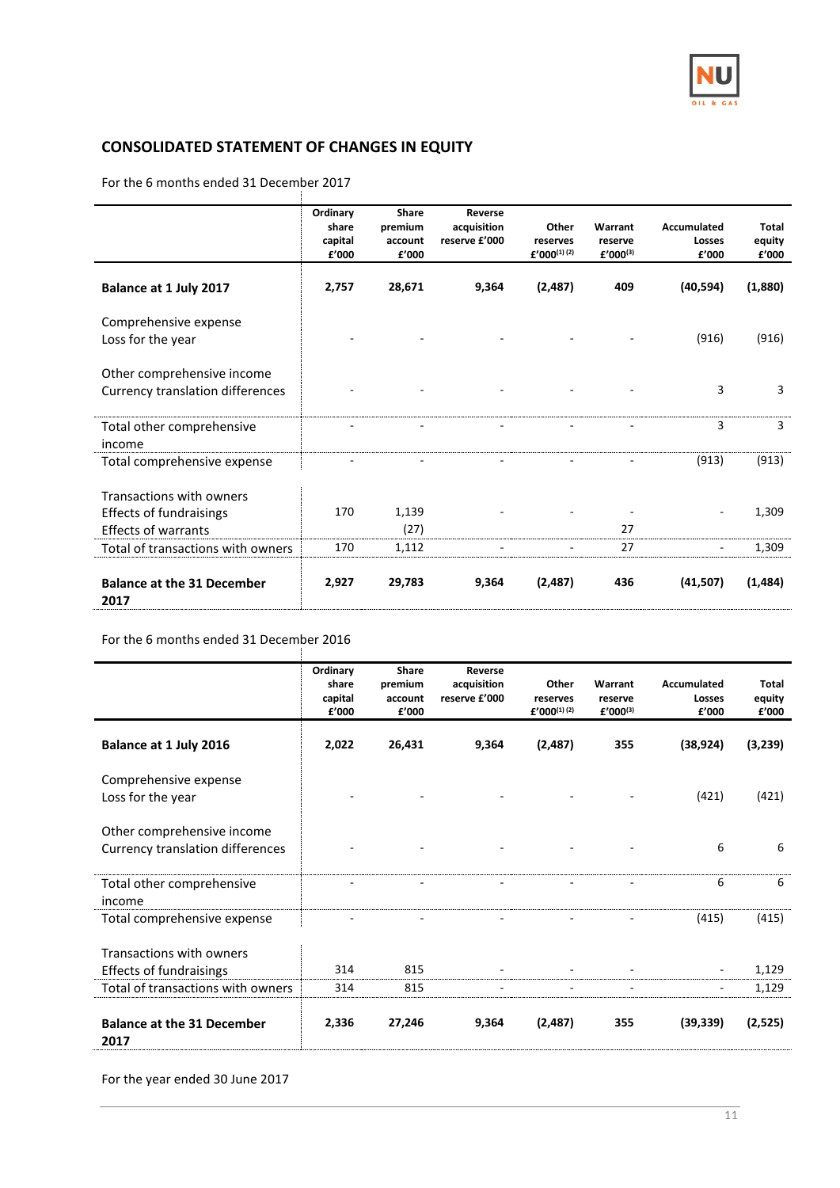## CONSOLIDATED STATEMENT OF CHANGES IN EQUITY

For the 6 months ended 31 December 2017

| | Ordinary share capital £'000 | Share premium account £'000 | Reverse acquisition reserve £'000 | Other reserves £'000[(1) (2)] | Warrant reserve £'000[(3)] | Accumulated Losses £'000 | Total equity £'000 |
|---|---|---|---|---|---|---|---|
| **Balance at 1 July 2017** | **2,757** | **28,671** | **9,364** | **(2,487)** | **409** | **(40,594)** | **(1,880)** |
| Comprehensive expense | | | | | | | |
| Loss for the year | - | - | - | - | - | (916) | (916) |
| Other comprehensive income | | | | | | | |
| Currency translation differences | - | - | - | - | - | 3 | 3 |
| Total other comprehensive income | - | - | - | - | - | 3 | 3 |
| Total comprehensive expense | - | - | - | - | - | (913) | (913) |
| Transactions with owners | | | | | | | |
| Effects of fundraisings | 170 | 1,139 | - | - | - | - | 1,309 |
| Effects of warrants | | (27) | | | 27 | | |
| Total of transactions with owners | 170 | 1,112 | - | - | 27 | - | 1,309 |
| **Balance at the 31 December 2017** | **2,927** | **29,783** | **9,364** | **(2,487)** | **436** | **(41,507)** | **(1,484)** |

For the 6 months ended 31 December 2016

| | Ordinary share capital £'000 | Share premium account £'000 | Reverse acquisition reserve £'000 | Other reserves £'000[(1) (2)] | Warrant reserve £'000[(3)] | Accumulated Losses £'000 | Total equity £'000 |
|---|---|---|---|---|---|---|---|
| **Balance at 1 July 2016** | **2,022** | **26,431** | **9,364** | **(2,487)** | **355** | **(38,924)** | **(3,239)** |
| Comprehensive expense | | | | | | | |
| Loss for the year | - | - | - | - | - | (421) | (421) |
| Other comprehensive income | | | | | | | |
| Currency translation differences | - | - | - | - | - | 6 | 6 |
| Total other comprehensive income | - | - | - | - | - | 6 | 6 |
| Total comprehensive expense | - | - | - | - | - | (415) | (415) |
| Transactions with owners | | | | | | | |
| Effects of fundraisings | 314 | 815 | - | - | - | - | 1,129 |
| Total of transactions with owners | 314 | 815 | - | - | - | - | 1,129 |
| **Balance at the 31 December 2017** | **2,336** | **27,246** | **9,364** | **(2,487)** | **355** | **(39,339)** | **(2,525)** |

For the year ended 30 June 2017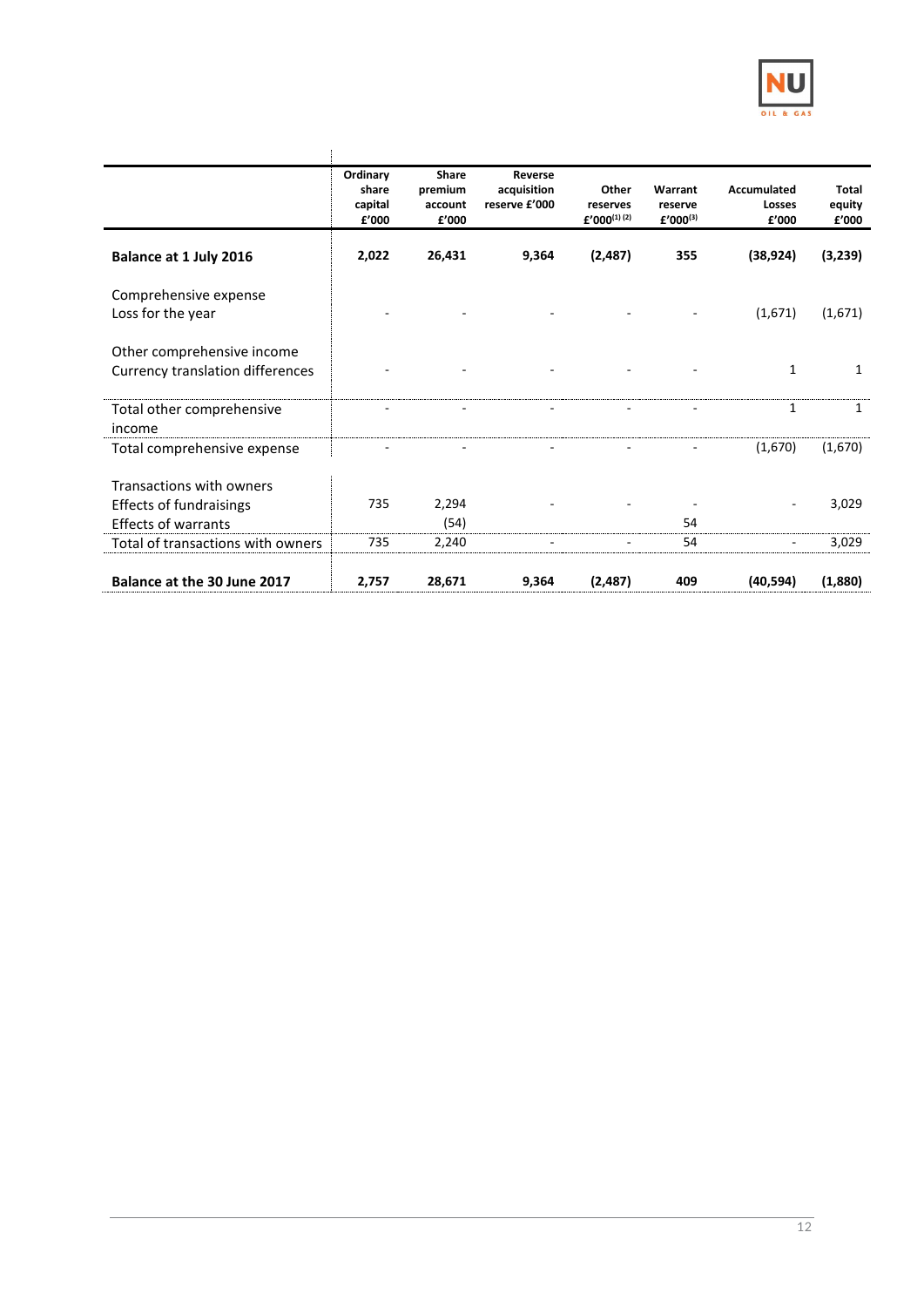| | Ordinary share capital £'000 | Share premium account £'000 | Reverse acquisition reserve £'000 | Other reserves £'000[(1) (2)] | Warrant reserve £'000[(3)] | Accumulated Losses £'000 | Total equity £'000 |
|---|---|---|---|---|---|---|---|
| **Balance at 1 July 2016** | **2,022** | **26,431** | **9,364** | **(2,487)** | **355** | **(38,924)** | **(3,239)** |
| Comprehensive expense | | | | | | | |
| Loss for the year | - | - | - | - | - | (1,671) | (1,671) |
| Other comprehensive income | | | | | | | |
| Currency translation differences | - | - | - | - | - | 1 | 1 |
| Total other comprehensive income | - | - | - | - | - | 1 | 1 |
| Total comprehensive expense | - | - | - | - | - | (1,670) | (1,670) |
| Transactions with owners | | | | | | | |
| Effects of fundraisings | 735 | 2,294 | - | - | - | - | 3,029 |
| Effects of warrants | | (54) | | | 54 | | |
| Total of transactions with owners | 735 | 2,240 | - | - | 54 | - | 3,029 |
| **Balance at the 30 June 2017** | **2,757** | **28,671** | **9,364** | **(2,487)** | **409** | **(40,594)** | **(1,880)** |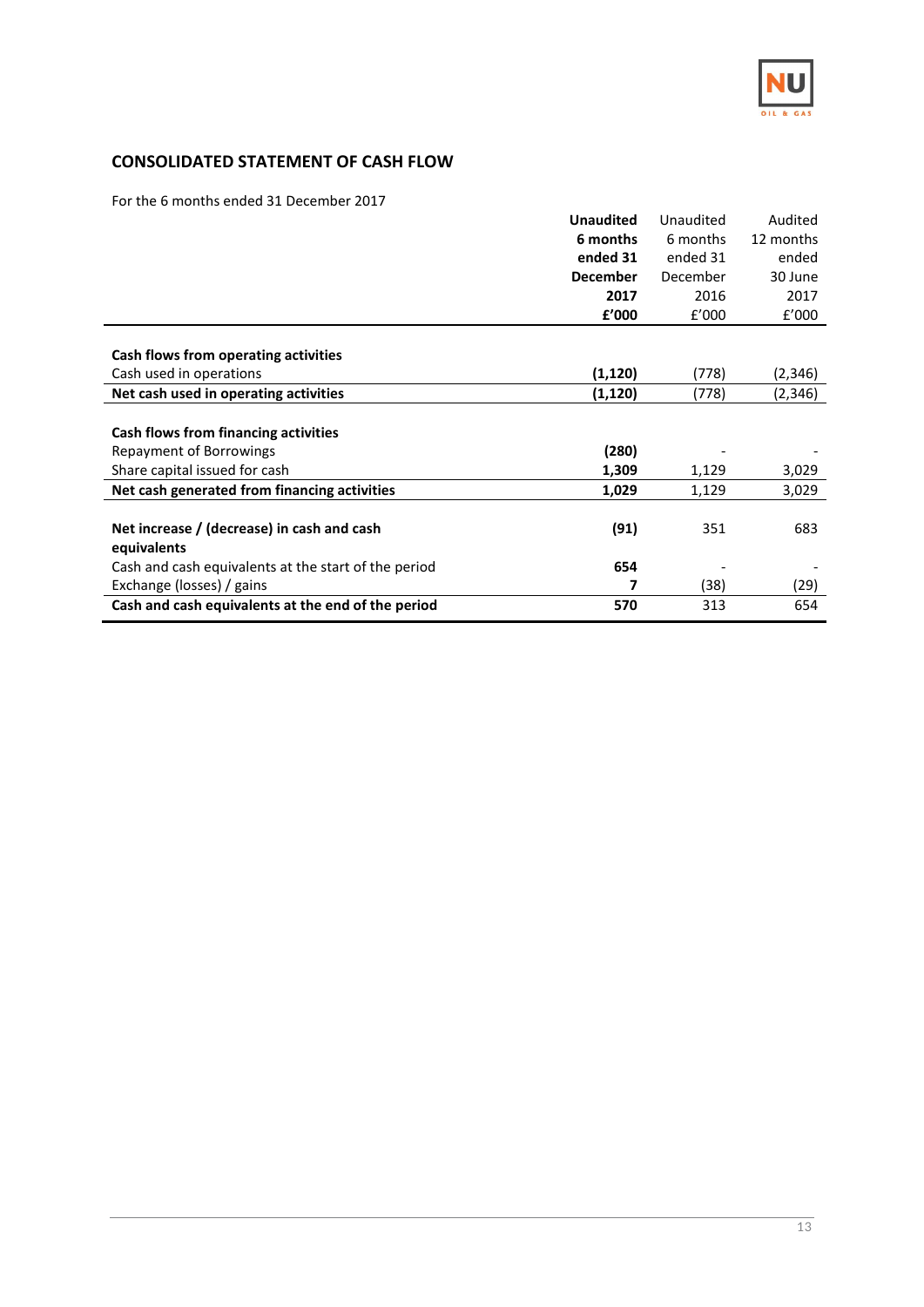## CONSOLIDATED STATEMENT OF CASH FLOW

For the 6 months ended 31 December 2017

| | **Unaudited 6 months ended 31 December 2017 £'000** | Unaudited 6 months ended 31 December 2016 £'000 | Audited 12 months ended 30 June 2017 £'000 |
|---|---|---|---|
| **Cash flows from operating activities** | | | |
| Cash used in operations | **(1,120)** | (778) | (2,346) |
| **Net cash used in operating activities** | **(1,120)** | (778) | (2,346) |
| | | | |
| **Cash flows from financing activities** | | | |
| Repayment of Borrowings | **(280)** | - | - |
| Share capital issued for cash | **1,309** | 1,129 | 3,029 |
| **Net cash generated from financing activities** | **1,029** | 1,129 | 3,029 |
| | | | |
| **Net increase / (decrease) in cash and cash equivalents** | **(91)** | 351 | 683 |
| Cash and cash equivalents at the start of the period | **654** | - | - |
| Exchange (losses) / gains | **7** | (38) | (29) |
| **Cash and cash equivalents at the end of the period** | **570** | 313 | 654 |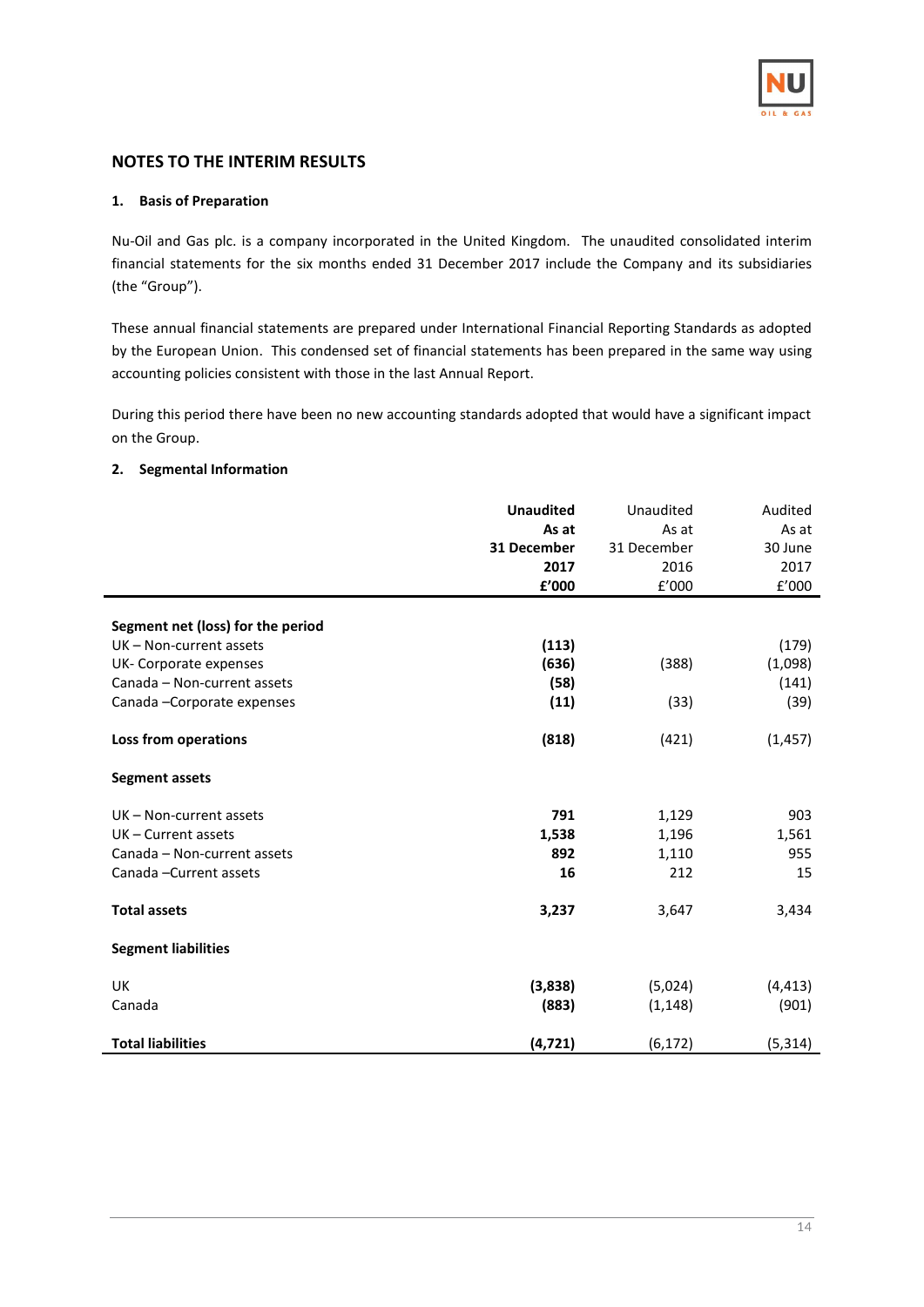## NOTES TO THE INTERIM RESULTS

### 1. Basis of Preparation

Nu-Oil and Gas plc. is a company incorporated in the United Kingdom. The unaudited consolidated interim financial statements for the six months ended 31 December 2017 include the Company and its subsidiaries (the "Group").

These annual financial statements are prepared under International Financial Reporting Standards as adopted by the European Union. This condensed set of financial statements has been prepared in the same way using accounting policies consistent with those in the last Annual Report.

During this period there have been no new accounting standards adopted that would have a significant impact on the Group.

### 2. Segmental Information

| | **Unaudited As at 31 December 2017 £'000** | Unaudited As at 31 December 2016 £'000 | Audited As at 30 June 2017 £'000 |
|---|---|---|---|
| **Segment net (loss) for the period** | | | |
| UK – Non-current assets | **(113)** | | (179) |
| UK- Corporate expenses | **(636)** | (388) | (1,098) |
| Canada – Non-current assets | **(58)** | | (141) |
| Canada –Corporate expenses | **(11)** | (33) | (39) |
| **Loss from operations** | **(818)** | (421) | (1,457) |
| **Segment assets** | | | |
| UK – Non-current assets | **791** | 1,129 | 903 |
| UK – Current assets | **1,538** | 1,196 | 1,561 |
| Canada – Non-current assets | **892** | 1,110 | 955 |
| Canada –Current assets | **16** | 212 | 15 |
| **Total assets** | **3,237** | 3,647 | 3,434 |
| **Segment liabilities** | | | |
| UK | **(3,838)** | (5,024) | (4,413) |
| Canada | **(883)** | (1,148) | (901) |
| **Total liabilities** | **(4,721)** | (6,172) | (5,314) |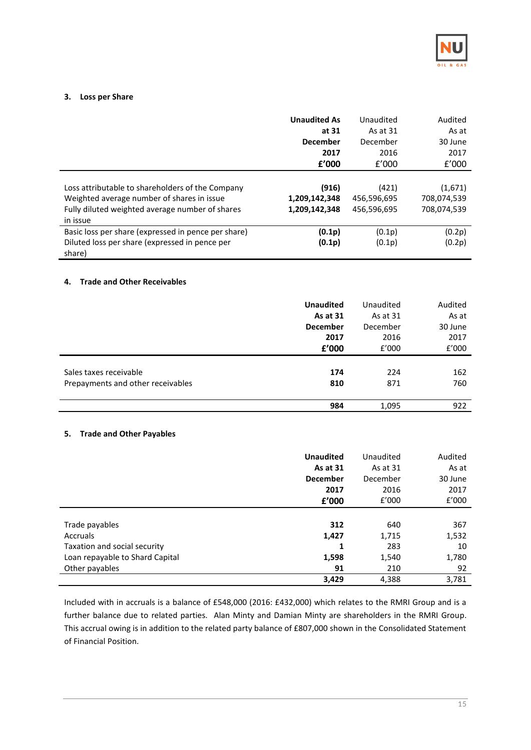### 3. Loss per Share

| | **Unaudited As at 31 December 2017 £'000** | Unaudited As at 31 December 2016 £'000 | Audited As at 30 June 2017 £'000 |
|---|---|---|---|
| Loss attributable to shareholders of the Company | **(916)** | (421) | (1,671) |
| Weighted average number of shares in issue | **1,209,142,348** | 456,596,695 | 708,074,539 |
| Fully diluted weighted average number of shares in issue | **1,209,142,348** | 456,596,695 | 708,074,539 |
| Basic loss per share (expressed in pence per share) | **(0.1p)** | (0.1p) | (0.2p) |
| Diluted loss per share (expressed in pence per share) | **(0.1p)** | (0.1p) | (0.2p) |

### 4. Trade and Other Receivables

| | **Unaudited As at 31 December 2017 £'000** | Unaudited As at 31 December 2016 £'000 | Audited As at 30 June 2017 £'000 |
|---|---|---|---|
| Sales taxes receivable | **174** | 224 | 162 |
| Prepayments and other receivables | **810** | 871 | 760 |
| | **984** | 1,095 | 922 |

### 5. Trade and Other Payables

| | **Unaudited As at 31 December 2017 £'000** | Unaudited As at 31 December 2016 £'000 | Audited As at 30 June 2017 £'000 |
|---|---|---|---|
| Trade payables | **312** | 640 | 367 |
| Accruals | **1,427** | 1,715 | 1,532 |
| Taxation and social security | **1** | 283 | 10 |
| Loan repayable to Shard Capital | **1,598** | 1,540 | 1,780 |
| Other payables | **91** | 210 | 92 |
| | **3,429** | 4,388 | 3,781 |

Included with in accruals is a balance of £548,000 (2016: £432,000) which relates to the RMRI Group and is a further balance due to related parties. Alan Minty and Damian Minty are shareholders in the RMRI Group. This accrual owing is in addition to the related party balance of £807,000 shown in the Consolidated Statement of Financial Position.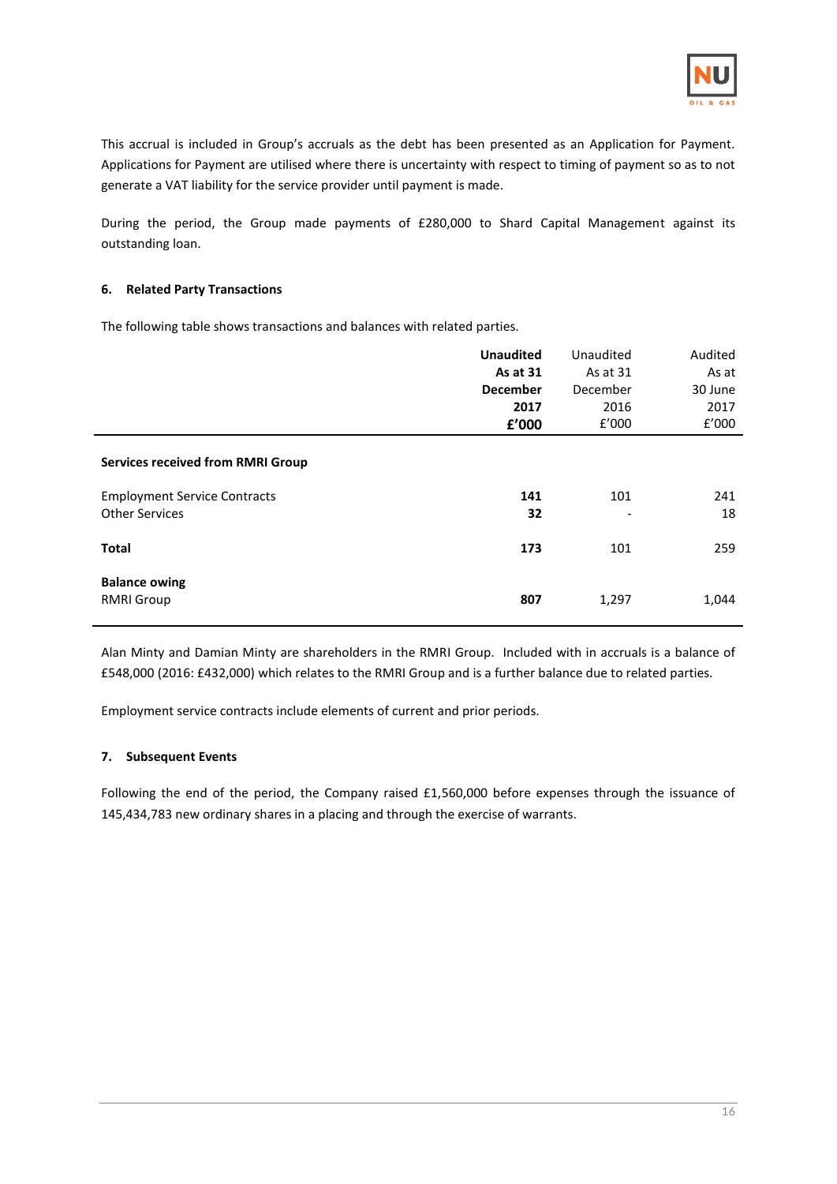This accrual is included in Group's accruals as the debt has been presented as an Application for Payment. Applications for Payment are utilised where there is uncertainty with respect to timing of payment so as to not generate a VAT liability for the service provider until payment is made.

During the period, the Group made payments of £280,000 to Shard Capital Management against its outstanding loan.

#### 6. Related Party Transactions

The following table shows transactions and balances with related parties.

| | **Unaudited As at 31 December 2017 £'000** | Unaudited As at 31 December 2016 £'000 | Audited As at 30 June 2017 £'000 |
|---|---|---|---|
| **Services received from RMRI Group** | | | |
| Employment Service Contracts | **141** | 101 | 241 |
| Other Services | **32** | - | 18 |
| **Total** | **173** | 101 | 259 |
| **Balance owing** | | | |
| RMRI Group | **807** | 1,297 | 1,044 |

Alan Minty and Damian Minty are shareholders in the RMRI Group. Included with in accruals is a balance of £548,000 (2016: £432,000) which relates to the RMRI Group and is a further balance due to related parties.

Employment service contracts include elements of current and prior periods.

#### 7. Subsequent Events

Following the end of the period, the Company raised £1,560,000 before expenses through the issuance of 145,434,783 new ordinary shares in a placing and through the exercise of warrants.